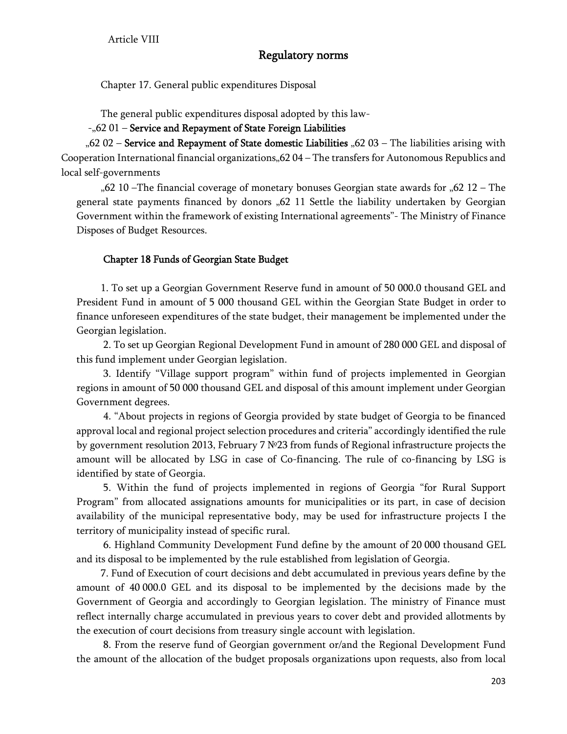Article VIII

## Regulatory norms

Chapter 17. General public expenditures Disposal

The general public expenditures disposal adopted by this law-

-„62 01 – **Service and Repayment of State Foreign Liabilities**

„62 02 – **Service and Repayment of State domestic Liabilities** „62 03 – The liabilities arising with Cooperation International financial organizations„62 04 – The transfers for Autonomous Republics and local self-governments

„62 10 –The financial coverage of monetary bonuses Georgian state awards for „62 12 – The general state payments financed by donors „62 11 Settle the liability undertaken by Georgian Government within the framework of existing International agreements"- The Ministry of Finance Disposes of Budget Resources.

### Chapter 18 Funds of Georgian State Budget

1. To set up a Georgian Government Reserve fund in amount of 50 000.0 thousand GEL and President Fund in amount of 5 000 thousand GEL within the Georgian State Budget in order to finance unforeseen expenditures of the state budget, their management be implemented under the Georgian legislation.

2. To set up Georgian Regional Development Fund in amount of 280 000 GEL and disposal of this fund implement under Georgian legislation.

3. Identify "Village support program" within fund of projects implemented in Georgian regions in amount of 50 000 thousand GEL and disposal of this amount implement under Georgian Government degrees.

4. "About projects in regions of Georgia provided by state budget of Georgia to be financed approval local and regional project selection procedures and criteria" accordingly identified the rule by government resolution 2013, February 7 №23 from funds of Regional infrastructure projects the amount will be allocated by LSG in case of Co-financing. The rule of co-financing by LSG is identified by state of Georgia.

5. Within the fund of projects implemented in regions of Georgia "for Rural Support Program" from allocated assignations amounts for municipalities or its part, in case of decision availability of the municipal representative body, may be used for infrastructure projects I the territory of municipality instead of specific rural.

6. Highland Community Development Fund define by the amount of 20 000 thousand GEL and its disposal to be implemented by the rule established from legislation of Georgia.

7. Fund of Execution of court decisions and debt accumulated in previous years define by the amount of 40 000.0 GEL and its disposal to be implemented by the decisions made by the Government of Georgia and accordingly to Georgian legislation. The ministry of Finance must reflect internally charge accumulated in previous years to cover debt and provided allotments by the execution of court decisions from treasury single account with legislation.

8. From the reserve fund of Georgian government or/and the Regional Development Fund the amount of the allocation of the budget proposals organizations upon requests, also from local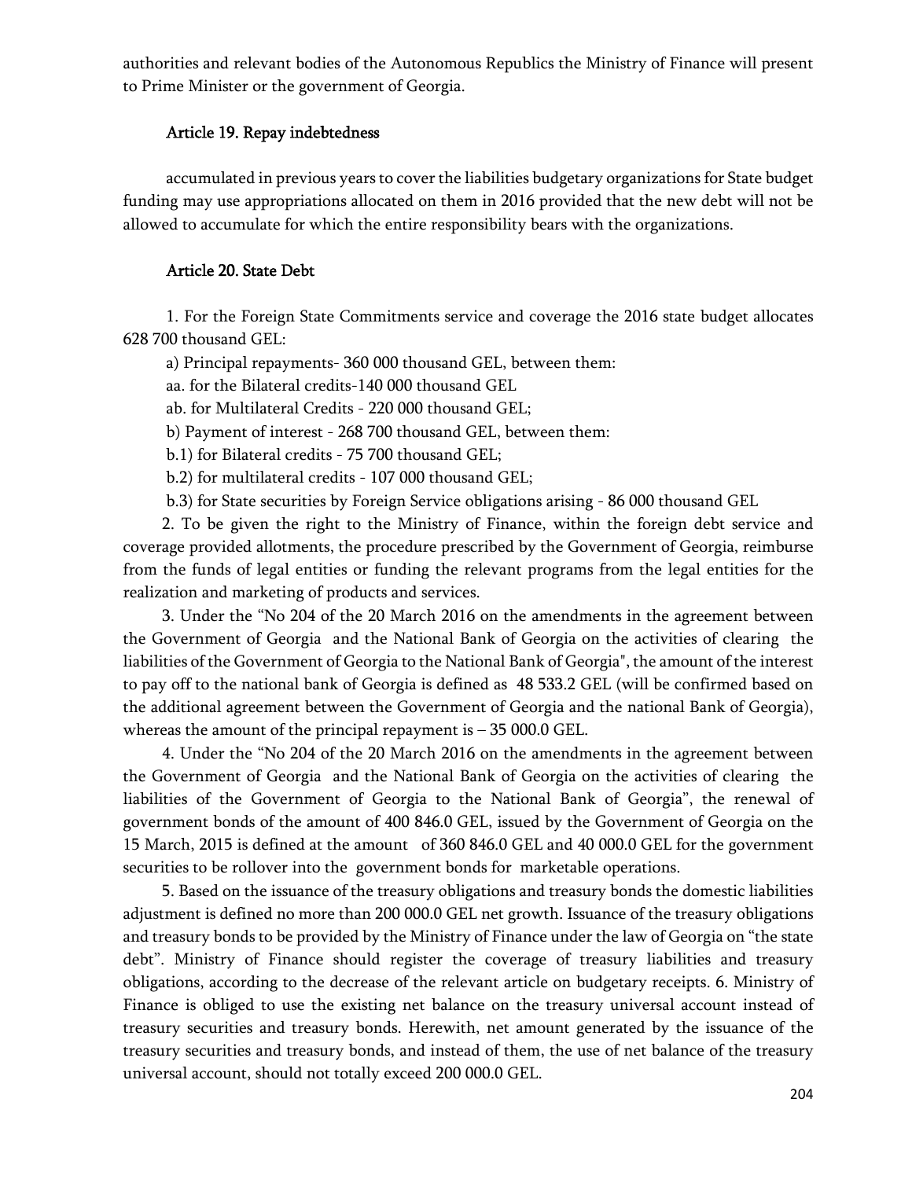authorities and relevant bodies of the Autonomous Republics the Ministry of Finance will present to Prime Minister or the government of Georgia.

### Article 19. Repay indebtedness

accumulated in previous years to cover the liabilities budgetary organizations for State budget funding may use appropriations allocated on them in 2016 provided that the new debt will not be allowed to accumulate for which the entire responsibility bears with the organizations.

### Article 20. State Debt

1. For the Foreign State Commitments service and coverage the 2016 state budget allocates 628 700 thousand GEL:

a) Principal repayments- 360 000 thousand GEL, between them:

aa. for the Bilateral credits-140 000 thousand GEL

ab. for Multilateral Credits - 220 000 thousand GEL;

b) Payment of interest - 268 700 thousand GEL, between them:

b.1) for Bilateral credits - 75 700 thousand GEL;

b.2) for multilateral credits - 107 000 thousand GEL;

b.3) for State securities by Foreign Service obligations arising - 86 000 thousand GEL

2. To be given the right to the Ministry of Finance, within the foreign debt service and coverage provided allotments, the procedure prescribed by the Government of Georgia, reimburse from the funds of legal entities or funding the relevant programs from the legal entities for the realization and marketing of products and services.

3. Under the "No 204 of the 20 March 2016 on the amendments in the agreement between the Government of Georgia and the National Bank of Georgia on the activities of clearing the liabilities of the Government of Georgia to the National Bank of Georgia", the amount of the interest to pay off to the national bank of Georgia is defined as 48 533.2 GEL (will be confirmed based on the additional agreement between the Government of Georgia and the national Bank of Georgia), whereas the amount of the principal repayment is – 35 000.0 GEL.

4. Under the "No 204 of the 20 March 2016 on the amendments in the agreement between the Government of Georgia and the National Bank of Georgia on the activities of clearing the liabilities of the Government of Georgia to the National Bank of Georgia", the renewal of government bonds of the amount of 400 846.0 GEL, issued by the Government of Georgia on the 15 March, 2015 is defined at the amount of 360 846.0 GEL and 40 000.0 GEL for the government securities to be rollover into the government bonds for marketable operations.

5. Based on the issuance of the treasury obligations and treasury bonds the domestic liabilities adjustment is defined no more than 200 000.0 GEL net growth. Issuance of the treasury obligations and treasury bonds to be provided by the Ministry of Finance under the law of Georgia on "the state debt". Ministry of Finance should register the coverage of treasury liabilities and treasury obligations, according to the decrease of the relevant article on budgetary receipts. 6. Ministry of Finance is obliged to use the existing net balance on the treasury universal account instead of treasury securities and treasury bonds. Herewith, net amount generated by the issuance of the treasury securities and treasury bonds, and instead of them, the use of net balance of the treasury universal account, should not totally exceed 200 000.0 GEL.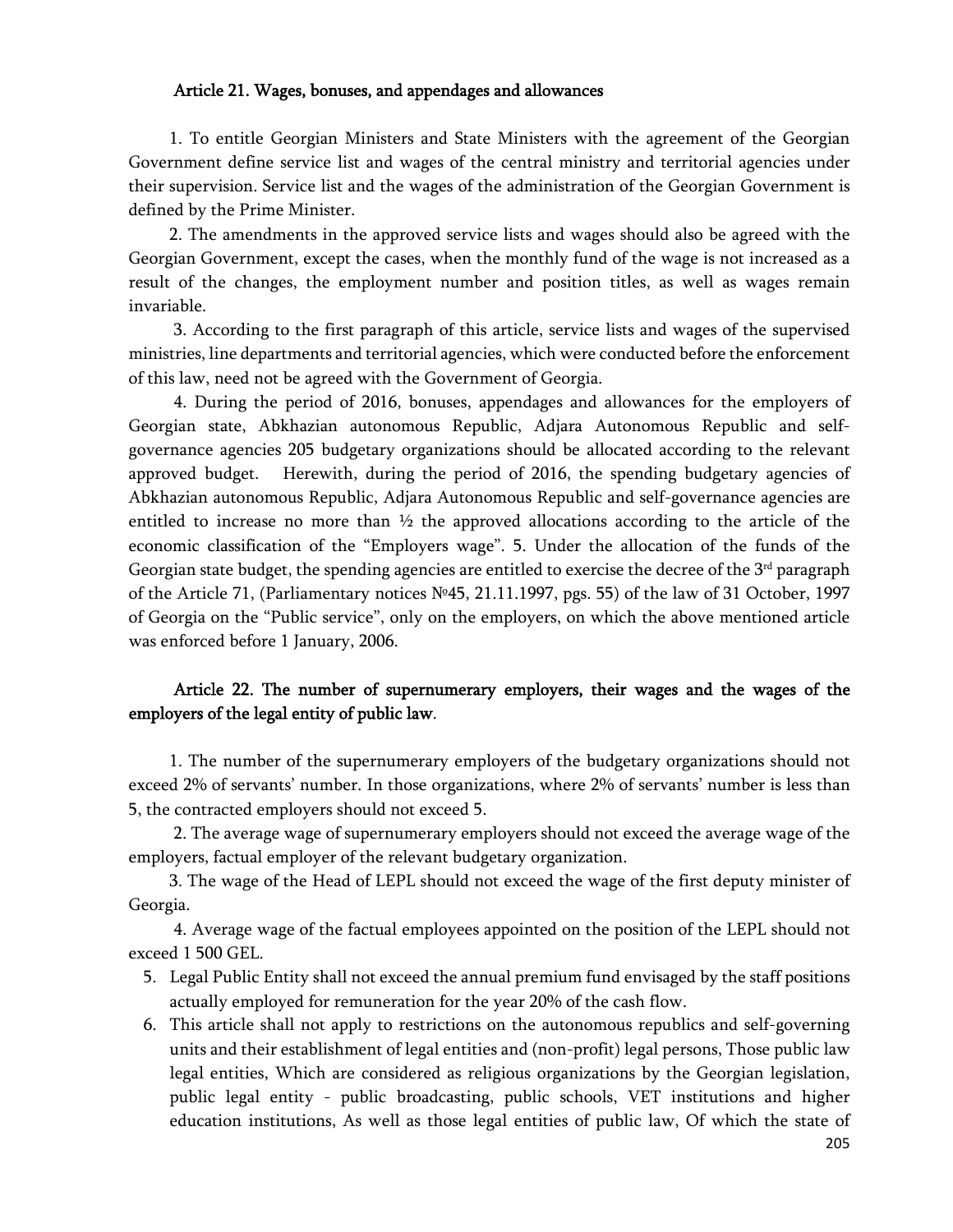### Article 21. Wages, bonuses, and appendages and allowances

1. To entitle Georgian Ministers and State Ministers with the agreement of the Georgian Government define service list and wages of the central ministry and territorial agencies under their supervision. Service list and the wages of the administration of the Georgian Government is defined by the Prime Minister.

2. The amendments in the approved service lists and wages should also be agreed with the Georgian Government, except the cases, when the monthly fund of the wage is not increased as a result of the changes, the employment number and position titles, as well as wages remain invariable.

3. According to the first paragraph of this article, service lists and wages of the supervised ministries, line departments and territorial agencies, which were conducted before the enforcement of this law, need not be agreed with the Government of Georgia.

4. During the period of 2016, bonuses, appendages and allowances for the employers of Georgian state, Abkhazian autonomous Republic, Adjara Autonomous Republic and self-governance agencies 205 budgetary organizations should be allocated according to the relevant approved budget. Herewith, during the period of 2016, the spending budgetary agencies of Abkhazian autonomous Republic, Adjara Autonomous Republic and self-governance agencies are entitled to increase no more than ½ the approved allocations according to the article of the economic classification of the "Employers wage". 5. Under the allocation of the funds of the Georgian state budget, the spending agencies are entitled to exercise the decree of the 3rd paragraph of the Article 71, (Parliamentary notices №45, 21.11.1997, pgs. 55) of the law of 31 October, 1997 of Georgia on the "Public service", only on the employers, on which the above mentioned article was enforced before 1 January, 2006.

### Article 22. The number of supernumerary employers, their wages and the wages of the employers of the legal entity of public law.

1. The number of the supernumerary employers of the budgetary organizations should not exceed 2% of servants' number. In those organizations, where 2% of servants' number is less than 5, the contracted employers should not exceed 5.

2. The average wage of supernumerary employers should not exceed the average wage of the employers, factual employer of the relevant budgetary organization.

3. The wage of the Head of LEPL should not exceed the wage of the first deputy minister of Georgia.

4. Average wage of the factual employees appointed on the position of the LEPL should not exceed 1 500 GEL.

5. Legal Public Entity shall not exceed the annual premium fund envisaged by the staff positions actually employed for remuneration for the year 20% of the cash flow.
6. This article shall not apply to restrictions on the autonomous republics and self-governing units and their establishment of legal entities and (non-profit) legal persons, Those public law legal entities, Which are considered as religious organizations by the Georgian legislation, public legal entity - public broadcasting, public schools, VET institutions and higher education institutions, As well as those legal entities of public law, Of which the state of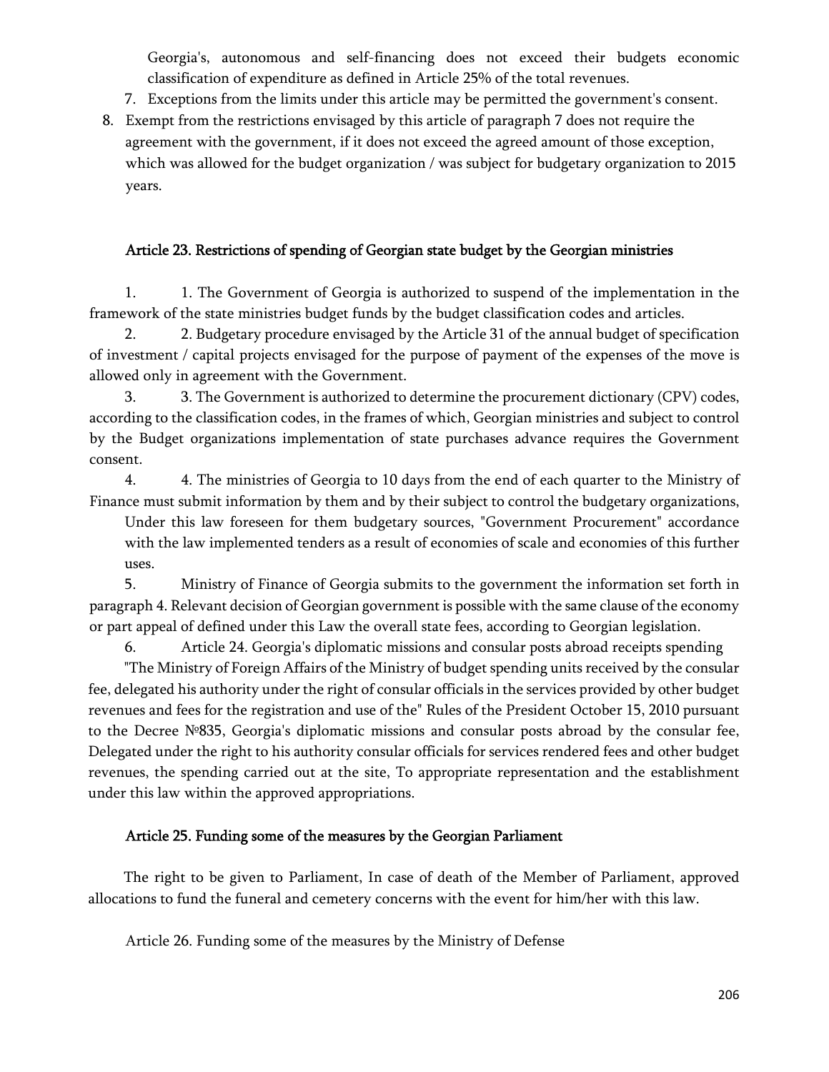Georgia's, autonomous and self-financing does not exceed their budgets economic classification of expenditure as defined in Article 25% of the total revenues.

7. Exceptions from the limits under this article may be permitted the government's consent.
8. Exempt from the restrictions envisaged by this article of paragraph 7 does not require the agreement with the government, if it does not exceed the agreed amount of those exception, which was allowed for the budget organization / was subject for budgetary organization to 2015 years.

### Article 23. Restrictions of spending of Georgian state budget by the Georgian ministries

1. 1. The Government of Georgia is authorized to suspend of the implementation in the framework of the state ministries budget funds by the budget classification codes and articles.

2. 2. Budgetary procedure envisaged by the Article 31 of the annual budget of specification of investment / capital projects envisaged for the purpose of payment of the expenses of the move is allowed only in agreement with the Government.

3. 3. The Government is authorized to determine the procurement dictionary (CPV) codes, according to the classification codes, in the frames of which, Georgian ministries and subject to control by the Budget organizations implementation of state purchases advance requires the Government consent.

4. 4. The ministries of Georgia to 10 days from the end of each quarter to the Ministry of Finance must submit information by them and by their subject to control the budgetary organizations, Under this law foreseen for them budgetary sources, "Government Procurement" accordance with the law implemented tenders as a result of economies of scale and economies of this further uses.

5. Ministry of Finance of Georgia submits to the government the information set forth in paragraph 4. Relevant decision of Georgian government is possible with the same clause of the economy or part appeal of defined under this Law the overall state fees, according to Georgian legislation.

6. Article 24. Georgia's diplomatic missions and consular posts abroad receipts spending

"The Ministry of Foreign Affairs of the Ministry of budget spending units received by the consular fee, delegated his authority under the right of consular officials in the services provided by other budget revenues and fees for the registration and use of the" Rules of the President October 15, 2010 pursuant to the Decree №835, Georgia's diplomatic missions and consular posts abroad by the consular fee, Delegated under the right to his authority consular officials for services rendered fees and other budget revenues, the spending carried out at the site, To appropriate representation and the establishment under this law within the approved appropriations.

### Article 25. Funding some of the measures by the Georgian Parliament

The right to be given to Parliament, In case of death of the Member of Parliament, approved allocations to fund the funeral and cemetery concerns with the event for him/her with this law.

Article 26. Funding some of the measures by the Ministry of Defense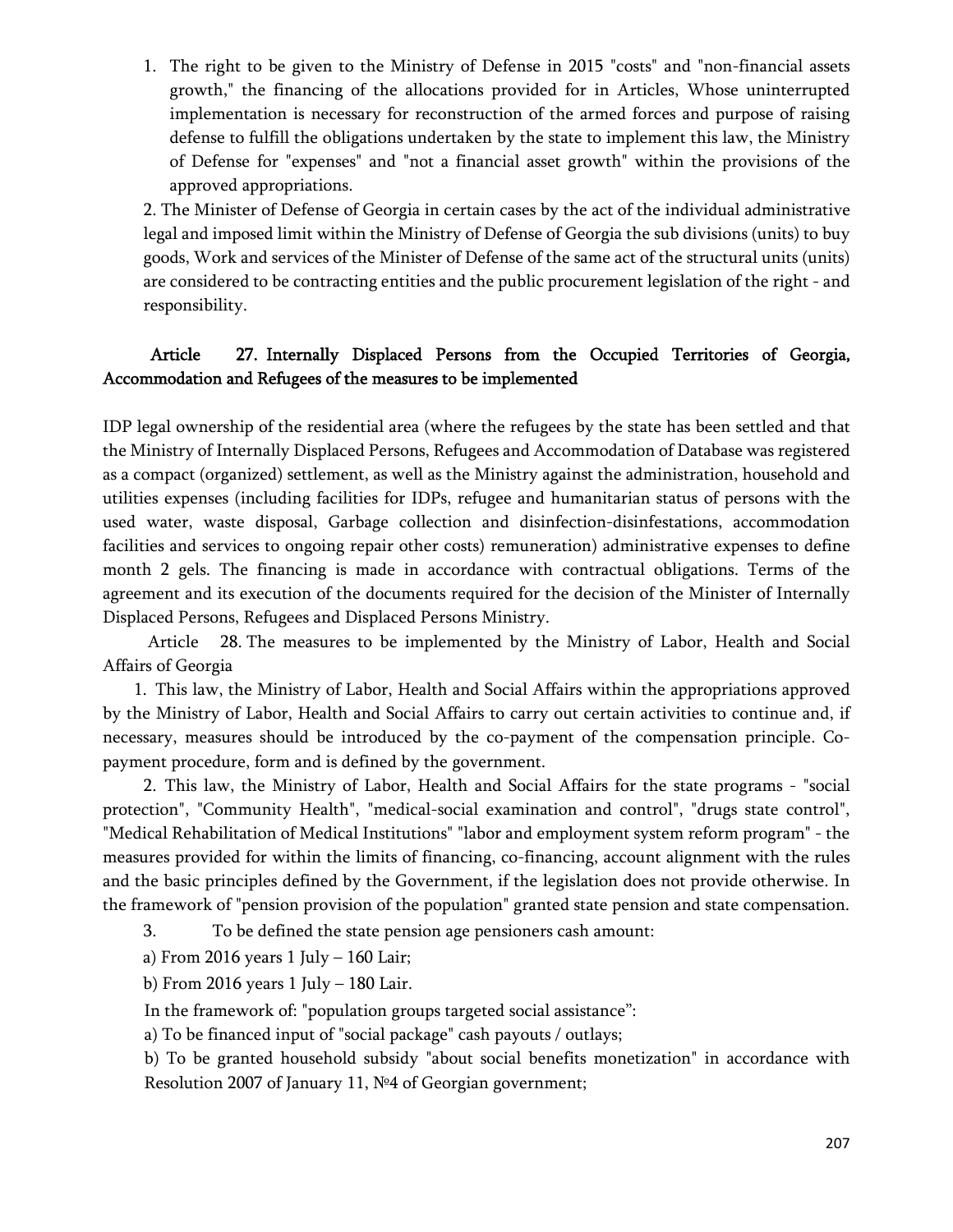1. The right to be given to the Ministry of Defense in 2015 "costs" and "non-financial assets growth," the financing of the allocations provided for in Articles, Whose uninterrupted implementation is necessary for reconstruction of the armed forces and purpose of raising defense to fulfill the obligations undertaken by the state to implement this law, the Ministry of Defense for "expenses" and "not a financial asset growth" within the provisions of the approved appropriations.

2. The Minister of Defense of Georgia in certain cases by the act of the individual administrative legal and imposed limit within the Ministry of Defense of Georgia the sub divisions (units) to buy goods, Work and services of the Minister of Defense of the same act of the structural units (units) are considered to be contracting entities and the public procurement legislation of the right - and responsibility.

### Article 27. Internally Displaced Persons from the Occupied Territories of Georgia, Accommodation and Refugees of the measures to be implemented

IDP legal ownership of the residential area (where the refugees by the state has been settled and that the Ministry of Internally Displaced Persons, Refugees and Accommodation of Database was registered as a compact (organized) settlement, as well as the Ministry against the administration, household and utilities expenses (including facilities for IDPs, refugee and humanitarian status of persons with the used water, waste disposal, Garbage collection and disinfection-disinfestations, accommodation facilities and services to ongoing repair other costs) remuneration) administrative expenses to define month 2 gels. The financing is made in accordance with contractual obligations. Terms of the agreement and its execution of the documents required for the decision of the Minister of Internally Displaced Persons, Refugees and Displaced Persons Ministry.

### Article 28. The measures to be implemented by the Ministry of Labor, Health and Social Affairs of Georgia

1. This law, the Ministry of Labor, Health and Social Affairs within the appropriations approved by the Ministry of Labor, Health and Social Affairs to carry out certain activities to continue and, if necessary, measures should be introduced by the co-payment of the compensation principle. Co-payment procedure, form and is defined by the government.

2. This law, the Ministry of Labor, Health and Social Affairs for the state programs - "social protection", "Community Health", "medical-social examination and control", "drugs state control", "Medical Rehabilitation of Medical Institutions" "labor and employment system reform program" - the measures provided for within the limits of financing, co-financing, account alignment with the rules and the basic principles defined by the Government, if the legislation does not provide otherwise. In the framework of "pension provision of the population" granted state pension and state compensation.

3. To be defined the state pension age pensioners cash amount:

a) From 2016 years 1 July – 160 Lair;

b) From 2016 years 1 July – 180 Lair.

In the framework of: "population groups targeted social assistance":

a) To be financed input of "social package" cash payouts / outlays;

b) To be granted household subsidy "about social benefits monetization" in accordance with Resolution 2007 of January 11, №4 of Georgian government;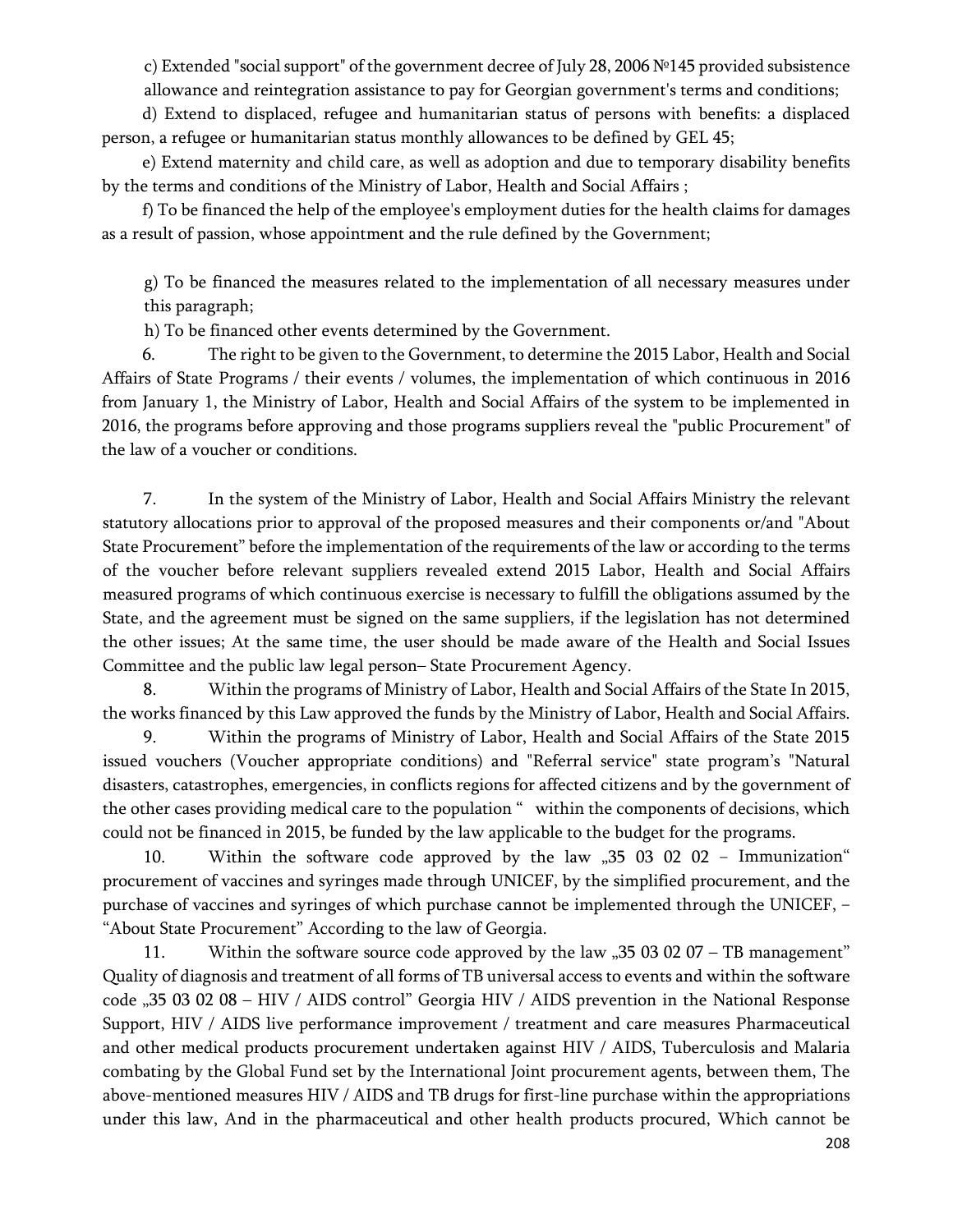c) Extended "social support" of the government decree of July 28, 2006 №145 provided subsistence allowance and reintegration assistance to pay for Georgian government's terms and conditions;

d) Extend to displaced, refugee and humanitarian status of persons with benefits: a displaced person, a refugee or humanitarian status monthly allowances to be defined by GEL 45;

e) Extend maternity and child care, as well as adoption and due to temporary disability benefits by the terms and conditions of the Ministry of Labor, Health and Social Affairs ;

f) To be financed the help of the employee's employment duties for the health claims for damages as a result of passion, whose appointment and the rule defined by the Government;

g) To be financed the measures related to the implementation of all necessary measures under this paragraph;

h) To be financed other events determined by the Government.

6. The right to be given to the Government, to determine the 2015 Labor, Health and Social Affairs of State Programs / their events / volumes, the implementation of which continuous in 2016 from January 1, the Ministry of Labor, Health and Social Affairs of the system to be implemented in 2016, the programs before approving and those programs suppliers reveal the "public Procurement" of the law of a voucher or conditions.

7. In the system of the Ministry of Labor, Health and Social Affairs Ministry the relevant statutory allocations prior to approval of the proposed measures and their components or/and "About State Procurement" before the implementation of the requirements of the law or according to the terms of the voucher before relevant suppliers revealed extend 2015 Labor, Health and Social Affairs measured programs of which continuous exercise is necessary to fulfill the obligations assumed by the State, and the agreement must be signed on the same suppliers, if the legislation has not determined the other issues; At the same time, the user should be made aware of the Health and Social Issues Committee and the public law legal person– State Procurement Agency.

8. Within the programs of Ministry of Labor, Health and Social Affairs of the State In 2015, the works financed by this Law approved the funds by the Ministry of Labor, Health and Social Affairs.

9. Within the programs of Ministry of Labor, Health and Social Affairs of the State 2015 issued vouchers (Voucher appropriate conditions) and "Referral service" state program's "Natural disasters, catastrophes, emergencies, in conflicts regions for affected citizens and by the government of the other cases providing medical care to the population " within the components of decisions, which could not be financed in 2015, be funded by the law applicable to the budget for the programs.

10. Within the software code approved by the law „35 03 02 02 – Immunization" procurement of vaccines and syringes made through UNICEF, by the simplified procurement, and the purchase of vaccines and syringes of which purchase cannot be implemented through the UNICEF, – "About State Procurement" According to the law of Georgia.

11. Within the software source code approved by the law „35 03 02 07 – TB management" Quality of diagnosis and treatment of all forms of TB universal access to events and within the software code „35 03 02 08 – HIV / AIDS control" Georgia HIV / AIDS prevention in the National Response Support, HIV / AIDS live performance improvement / treatment and care measures Pharmaceutical and other medical products procurement undertaken against HIV / AIDS, Tuberculosis and Malaria combating by the Global Fund set by the International Joint procurement agents, between them, The above-mentioned measures HIV / AIDS and TB drugs for first-line purchase within the appropriations under this law, And in the pharmaceutical and other health products procured, Which cannot be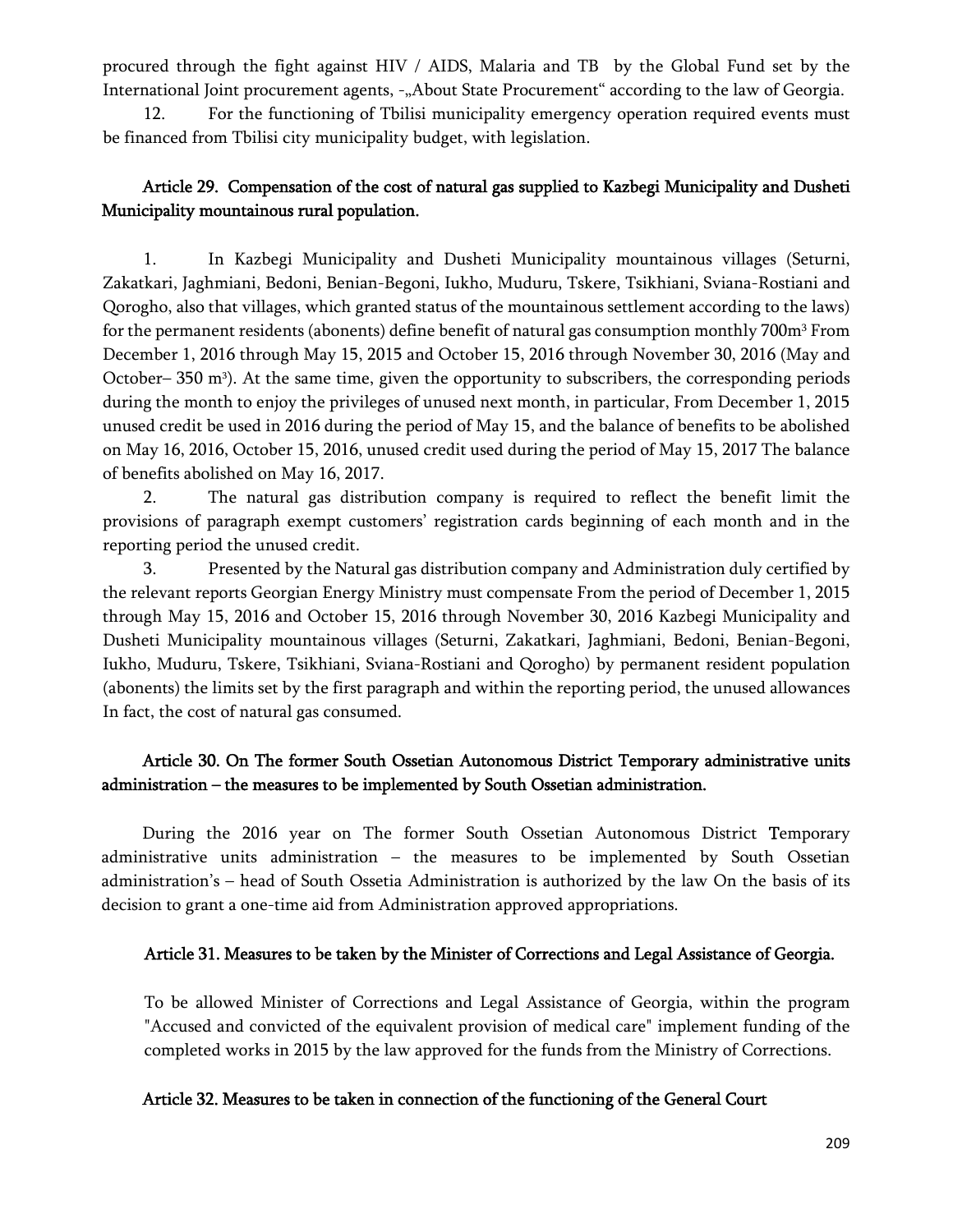procured through the fight against HIV / AIDS, Malaria and TB by the Global Fund set by the International Joint procurement agents, -„About State Procurement" according to the law of Georgia.

12. For the functioning of Tbilisi municipality emergency operation required events must be financed from Tbilisi city municipality budget, with legislation.

### Article 29. Compensation of the cost of natural gas supplied to Kazbegi Municipality and Dusheti Municipality mountainous rural population.

1. In Kazbegi Municipality and Dusheti Municipality mountainous villages (Seturni, Zakatkari, Jaghmiani, Bedoni, Benian-Begoni, Iukho, Muduru, Tskere, Tsikhiani, Sviana-Rostiani and Qorogho, also that villages, which granted status of the mountainous settlement according to the laws) for the permanent residents (abonents) define benefit of natural gas consumption monthly 700m$^3$ From December 1, 2016 through May 15, 2015 and October 15, 2016 through November 30, 2016 (May and October– 350 m$^3$). At the same time, given the opportunity to subscribers, the corresponding periods during the month to enjoy the privileges of unused next month, in particular, From December 1, 2015 unused credit be used in 2016 during the period of May 15, and the balance of benefits to be abolished on May 16, 2016, October 15, 2016, unused credit used during the period of May 15, 2017 The balance of benefits abolished on May 16, 2017.

2. The natural gas distribution company is required to reflect the benefit limit the provisions of paragraph exempt customers' registration cards beginning of each month and in the reporting period the unused credit.

3. Presented by the Natural gas distribution company and Administration duly certified by the relevant reports Georgian Energy Ministry must compensate From the period of December 1, 2015 through May 15, 2016 and October 15, 2016 through November 30, 2016 Kazbegi Municipality and Dusheti Municipality mountainous villages (Seturni, Zakatkari, Jaghmiani, Bedoni, Benian-Begoni, Iukho, Muduru, Tskere, Tsikhiani, Sviana-Rostiani and Qorogho) by permanent resident population (abonents) the limits set by the first paragraph and within the reporting period, the unused allowances In fact, the cost of natural gas consumed.

### Article 30. On The former South Ossetian Autonomous District Temporary administrative units administration – the measures to be implemented by South Ossetian administration.

During the 2016 year on The former South Ossetian Autonomous District Temporary administrative units administration – the measures to be implemented by South Ossetian administration's – head of South Ossetia Administration is authorized by the law On the basis of its decision to grant a one-time aid from Administration approved appropriations.

### Article 31. Measures to be taken by the Minister of Corrections and Legal Assistance of Georgia.

To be allowed Minister of Corrections and Legal Assistance of Georgia, within the program "Accused and convicted of the equivalent provision of medical care" implement funding of the completed works in 2015 by the law approved for the funds from the Ministry of Corrections.

### Article 32. Measures to be taken in connection of the functioning of the General Court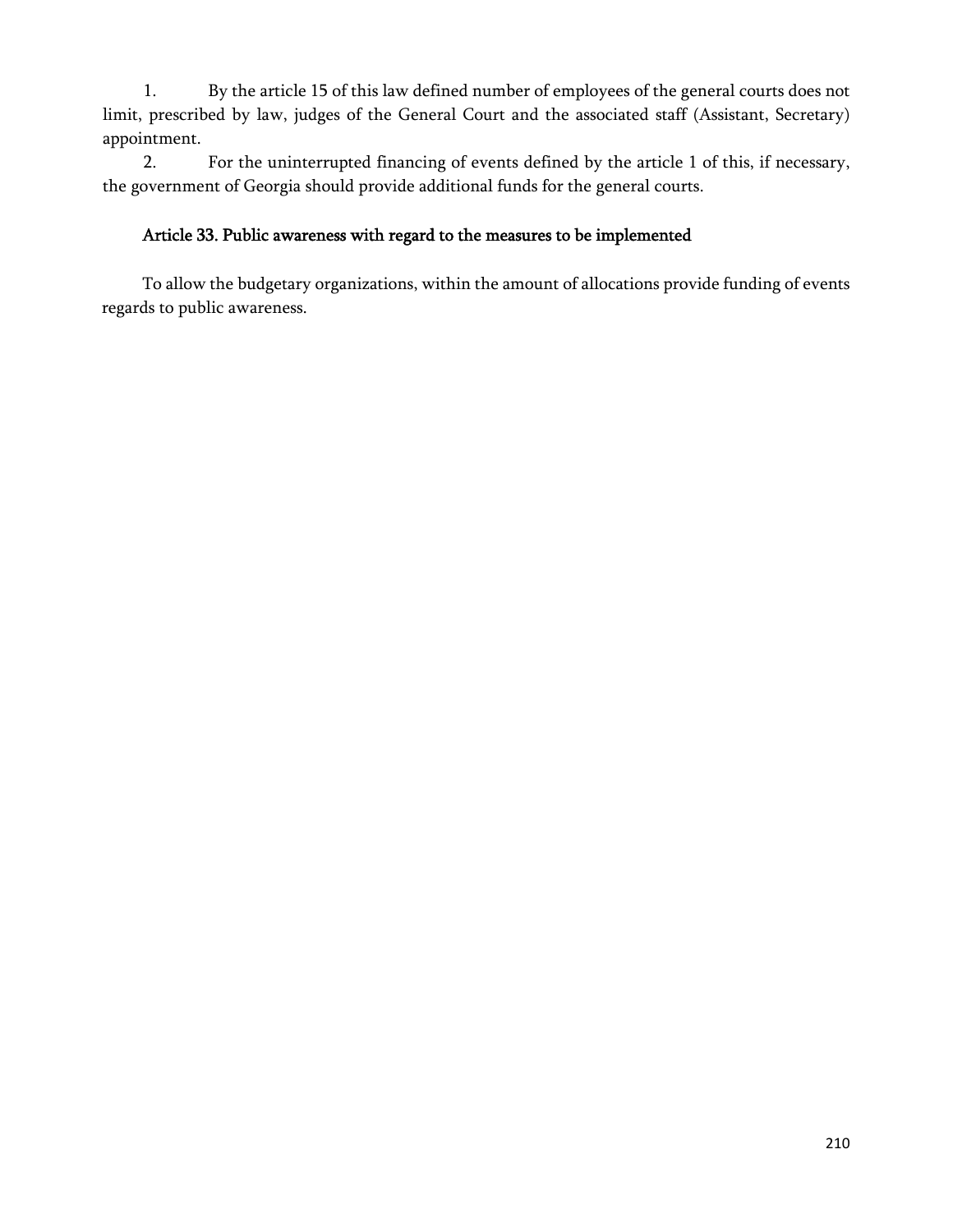1. By the article 15 of this law defined number of employees of the general courts does not limit, prescribed by law, judges of the General Court and the associated staff (Assistant, Secretary) appointment.
2. For the uninterrupted financing of events defined by the article 1 of this, if necessary, the government of Georgia should provide additional funds for the general courts.

### Article 33. Public awareness with regard to the measures to be implemented

To allow the budgetary organizations, within the amount of allocations provide funding of events regards to public awareness.